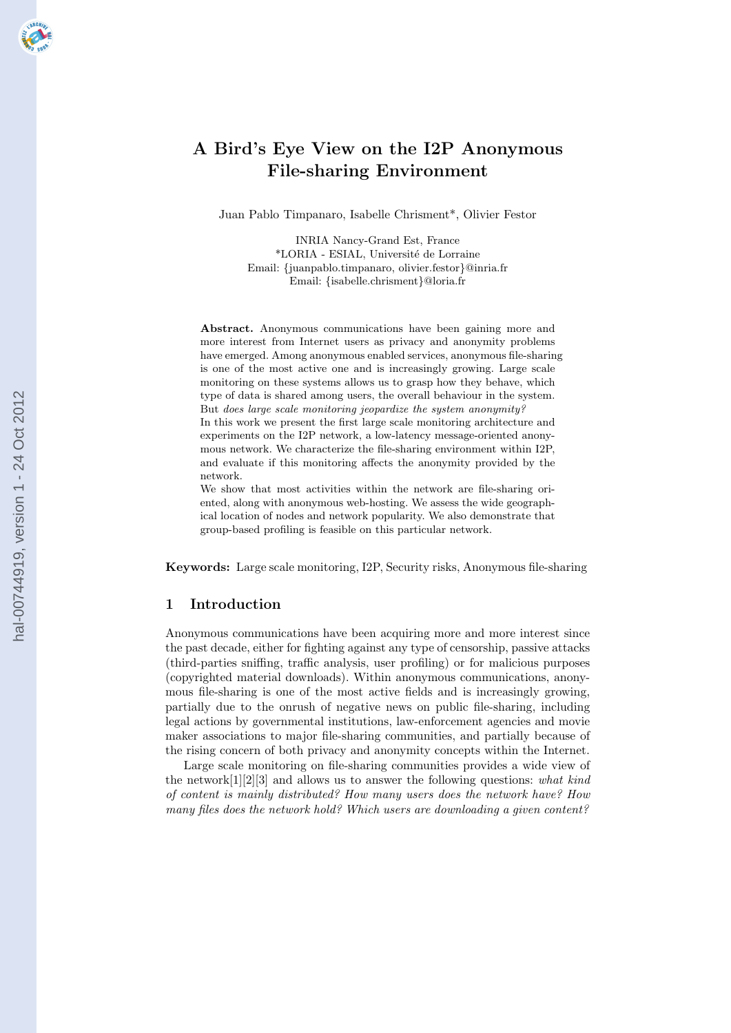# A Bird's Eye View on the I2P Anonymous File-sharing Environment

Juan Pablo Timpanaro, Isabelle Chrisment*, Olivier Festor

INRIA Nancy-Grand Est, France
*LORIA - ESIAL, Université de Lorraine
Email: {juanpablo.timpanaro, olivier.festor}@inria.fr
Email: {isabelle.chrisment}@loria.fr

**Abstract.** Anonymous communications have been gaining more and more interest from Internet users as privacy and anonymity problems have emerged. Among anonymous enabled services, anonymous file-sharing is one of the most active one and is increasingly growing. Large scale monitoring on these systems allows us to grasp how they behave, which type of data is shared among users, the overall behaviour in the system. But *does large scale monitoring jeopardize the system anonymity?*
In this work we present the first large scale monitoring architecture and experiments on the I2P network, a low-latency message-oriented anonymous network. We characterize the file-sharing environment within I2P, and evaluate if this monitoring affects the anonymity provided by the network.
We show that most activities within the network are file-sharing oriented, along with anonymous web-hosting. We assess the wide geographical location of nodes and network popularity. We also demonstrate that group-based profiling is feasible on this particular network.

**Keywords:** Large scale monitoring, I2P, Security risks, Anonymous file-sharing

## 1 Introduction

Anonymous communications have been acquiring more and more interest since the past decade, either for fighting against any type of censorship, passive attacks (third-parties sniffing, traffic analysis, user profiling) or for malicious purposes (copyrighted material downloads). Within anonymous communications, anonymous file-sharing is one of the most active fields and is increasingly growing, partially due to the onrush of negative news on public file-sharing, including legal actions by governmental institutions, law-enforcement agencies and movie maker associations to major file-sharing communities, and partially because of the rising concern of both privacy and anonymity concepts within the Internet.

Large scale monitoring on file-sharing communities provides a wide view of the network[1][2][3] and allows us to answer the following questions: *what kind of content is mainly distributed? How many users does the network have? How many files does the network hold? Which users are downloading a given content?*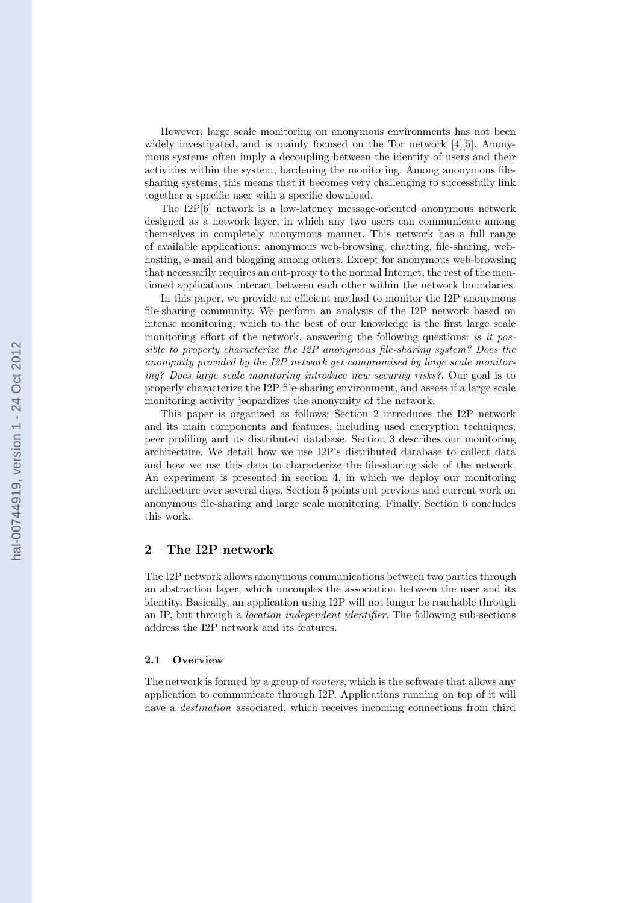However, large scale monitoring on anonymous environments has not been widely investigated, and is mainly focused on the Tor network [4][5]. Anonymous systems often imply a decoupling between the identity of users and their activities within the system, hardening the monitoring. Among anonymous file-sharing systems, this means that it becomes very challenging to successfully link together a specific user with a specific download.

The I2P[6] network is a low-latency message-oriented anonymous network designed as a network layer, in which any two users can communicate among themselves in completely anonymous manner. This network has a full range of available applications: anonymous web-browsing, chatting, file-sharing, web-hosting, e-mail and blogging among others. Except for anonymous web-browsing that necessarily requires an out-proxy to the normal Internet, the rest of the mentioned applications interact between each other within the network boundaries.

In this paper, we provide an efficient method to monitor the I2P anonymous file-sharing community. We perform an analysis of the I2P network based on intense monitoring, which to the best of our knowledge is the first large scale monitoring effort of the network, answering the following questions: *is it possible to properly characterize the I2P anonymous file-sharing system? Does the anonymity provided by the I2P network get compromised by large scale monitoring? Does large scale monitoring introduce new security risks?*. Our goal is to properly characterize the I2P file-sharing environment, and assess if a large scale monitoring activity jeopardizes the anonymity of the network.

This paper is organized as follows: Section 2 introduces the I2P network and its main components and features, including used encryption techniques, peer profiling and its distributed database. Section 3 describes our monitoring architecture. We detail how we use I2P's distributed database to collect data and how we use this data to characterize the file-sharing side of the network. An experiment is presented in section 4, in which we deploy our monitoring architecture over several days. Section 5 points out previous and current work on anonymous file-sharing and large scale monitoring. Finally, Section 6 concludes this work.

## 2 The I2P network

The I2P network allows anonymous communications between two parties through an abstraction layer, which uncouples the association between the user and its identity. Basically, an application using I2P will not longer be reachable through an IP, but through a *location independent identifier*. The following sub-sections address the I2P network and its features.

### 2.1 Overview

The network is formed by a group of *routers*, which is the software that allows any application to communicate through I2P. Applications running on top of it will have a *destination* associated, which receives incoming connections from third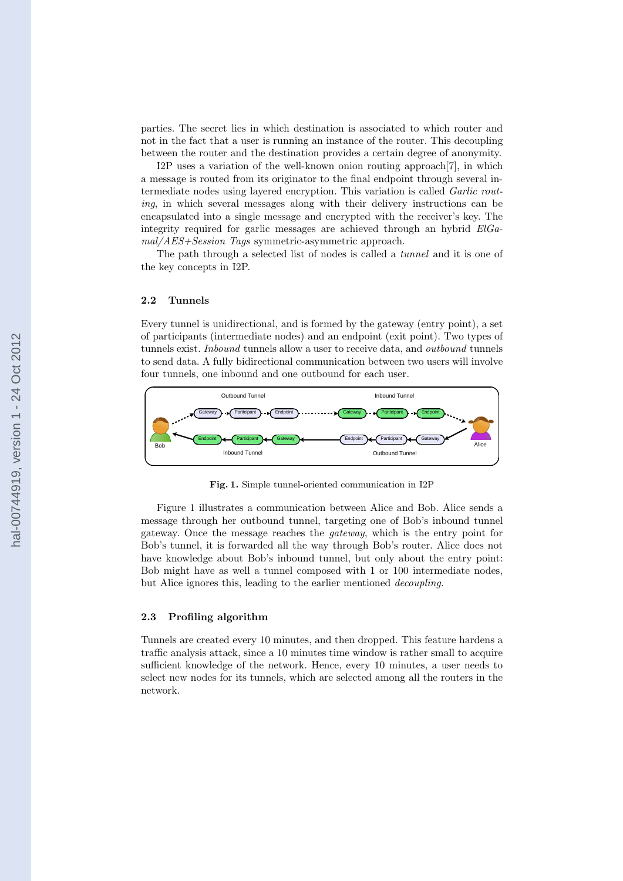parties. The secret lies in which destination is associated to which router and not in the fact that a user is running an instance of the router. This decoupling between the router and the destination provides a certain degree of anonymity.

I2P uses a variation of the well-known onion routing approach[7], in which a message is routed from its originator to the final endpoint through several intermediate nodes using layered encryption. This variation is called *Garlic routing*, in which several messages along with their delivery instructions can be encapsulated into a single message and encrypted with the receiver's key. The integrity required for garlic messages are achieved through an hybrid *ElGamal/AES+Session Tags* symmetric-asymmetric approach.

The path through a selected list of nodes is called a *tunnel* and it is one of the key concepts in I2P.

### 2.2 Tunnels

Every tunnel is unidirectional, and is formed by the gateway (entry point), a set of participants (intermediate nodes) and an endpoint (exit point). Two types of tunnels exist. *Inbound* tunnels allow a user to receive data, and *outbound* tunnels to send data. A fully bidirectional communication between two users will involve four tunnels, one inbound and one outbound for each user.

**Fig. 1.** Simple tunnel-oriented communication in I2P

Figure 1 illustrates a communication between Alice and Bob. Alice sends a message through her outbound tunnel, targeting one of Bob's inbound tunnel gateway. Once the message reaches the *gateway*, which is the entry point for Bob's tunnel, it is forwarded all the way through Bob's router. Alice does not have knowledge about Bob's inbound tunnel, but only about the entry point: Bob might have as well a tunnel composed with 1 or 100 intermediate nodes, but Alice ignores this, leading to the earlier mentioned *decoupling*.

### 2.3 Profiling algorithm

Tunnels are created every 10 minutes, and then dropped. This feature hardens a traffic analysis attack, since a 10 minutes time window is rather small to acquire sufficient knowledge of the network. Hence, every 10 minutes, a user needs to select new nodes for its tunnels, which are selected among all the routers in the network.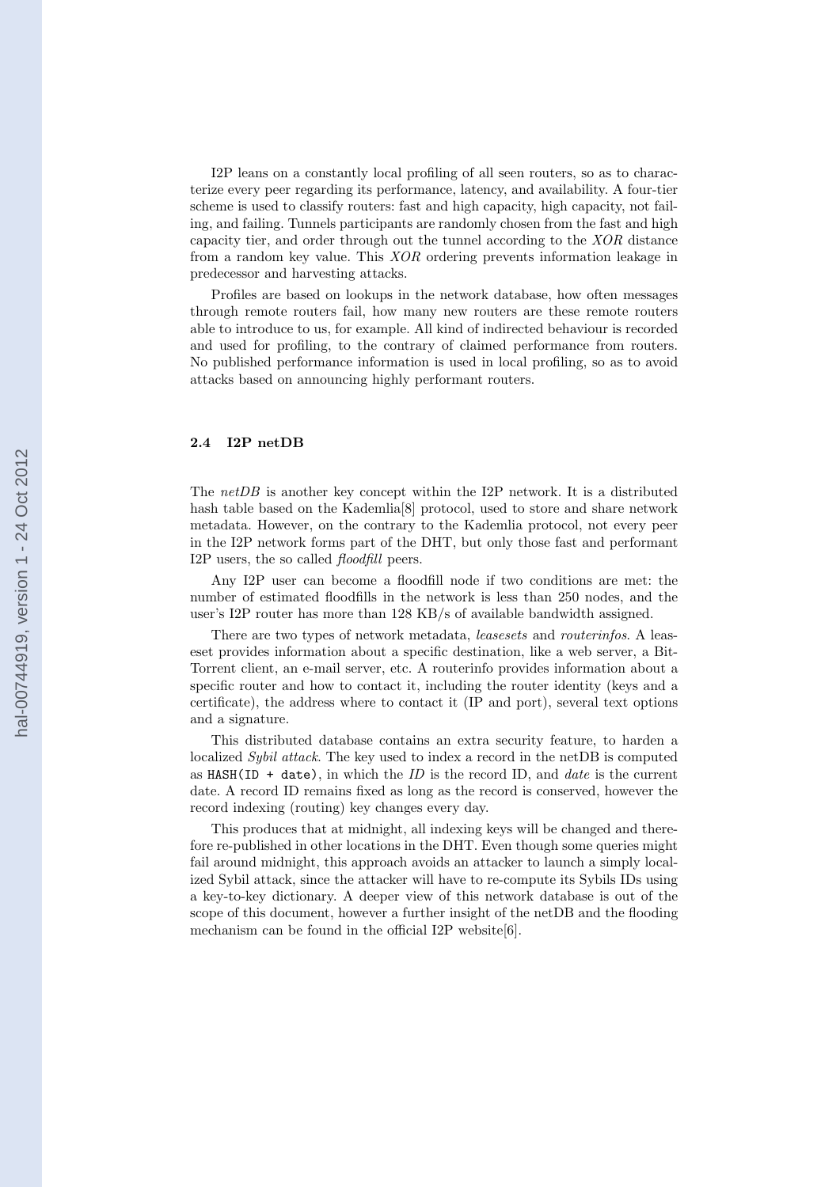I2P leans on a constantly local profiling of all seen routers, so as to characterize every peer regarding its performance, latency, and availability. A four-tier scheme is used to classify routers: fast and high capacity, high capacity, not failing, and failing. Tunnels participants are randomly chosen from the fast and high capacity tier, and order through out the tunnel according to the *XOR* distance from a random key value. This *XOR* ordering prevents information leakage in predecessor and harvesting attacks.

Profiles are based on lookups in the network database, how often messages through remote routers fail, how many new routers are these remote routers able to introduce to us, for example. All kind of indirected behaviour is recorded and used for profiling, to the contrary of claimed performance from routers. No published performance information is used in local profiling, so as to avoid attacks based on announcing highly performant routers.

### 2.4 I2P netDB

The *netDB* is another key concept within the I2P network. It is a distributed hash table based on the Kademlia[8] protocol, used to store and share network metadata. However, on the contrary to the Kademlia protocol, not every peer in the I2P network forms part of the DHT, but only those fast and performant I2P users, the so called *floodfill* peers.

Any I2P user can become a floodfill node if two conditions are met: the number of estimated floodfills in the network is less than 250 nodes, and the user's I2P router has more than 128 KB/s of available bandwidth assigned.

There are two types of network metadata, *leasesets* and *routerinfos*. A leaseset provides information about a specific destination, like a web server, a BitTorrent client, an e-mail server, etc. A routerinfo provides information about a specific router and how to contact it, including the router identity (keys and a certificate), the address where to contact it (IP and port), several text options and a signature.

This distributed database contains an extra security feature, to harden a localized *Sybil attack*. The key used to index a record in the netDB is computed as `HASH(ID + date)`, in which the *ID* is the record ID, and *date* is the current date. A record ID remains fixed as long as the record is conserved, however the record indexing (routing) key changes every day.

This produces that at midnight, all indexing keys will be changed and therefore re-published in other locations in the DHT. Even though some queries might fail around midnight, this approach avoids an attacker to launch a simply localized Sybil attack, since the attacker will have to re-compute its Sybils IDs using a key-to-key dictionary. A deeper view of this network database is out of the scope of this document, however a further insight of the netDB and the flooding mechanism can be found in the official I2P website[6].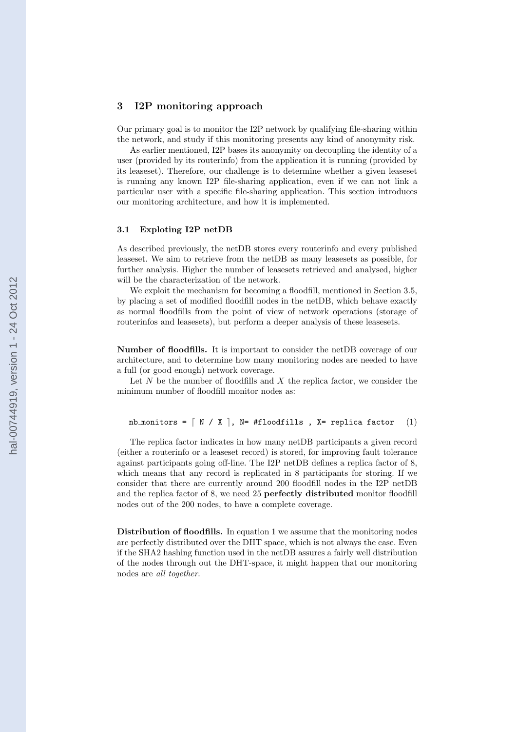## 3 I2P monitoring approach

Our primary goal is to monitor the I2P network by qualifying file-sharing within the network, and study if this monitoring presents any kind of anonymity risk.

As earlier mentioned, I2P bases its anonymity on decoupling the identity of a user (provided by its routerinfo) from the application it is running (provided by its leaseset). Therefore, our challenge is to determine whether a given leaseset is running any known I2P file-sharing application, even if we can not link a particular user with a specific file-sharing application. This section introduces our monitoring architecture, and how it is implemented.

### 3.1 Exploting I2P netDB

As described previously, the netDB stores every routerinfo and every published leaseset. We aim to retrieve from the netDB as many leasesets as possible, for further analysis. Higher the number of leasesets retrieved and analysed, higher will be the characterization of the network.

We exploit the mechanism for becoming a floodfill, mentioned in Section 3.5, by placing a set of modified floodfill nodes in the netDB, which behave exactly as normal floodfills from the point of view of network operations (storage of routerinfos and leasesets), but perform a deeper analysis of these leasesets.

**Number of floodfills.** It is important to consider the netDB coverage of our architecture, and to determine how many monitoring nodes are needed to have a full (or good enough) network coverage.

Let $N$ be the number of floodfills and $X$ the replica factor, we consider the minimum number of floodfill monitor nodes as:

$$\texttt{nb\_monitors} = \lceil N / X \rceil, \; N = \#\texttt{floodfills}, \; X = \texttt{replica factor} \quad (1)$$

The replica factor indicates in how many netDB participants a given record (either a routerinfo or a leaseset record) is stored, for improving fault tolerance against participants going off-line. The I2P netDB defines a replica factor of 8, which means that any record is replicated in 8 participants for storing. If we consider that there are currently around 200 floodfill nodes in the I2P netDB and the replica factor of 8, we need 25 **perfectly distributed** monitor floodfill nodes out of the 200 nodes, to have a complete coverage.

**Distribution of floodfills.** In equation 1 we assume that the monitoring nodes are perfectly distributed over the DHT space, which is not always the case. Even if the SHA2 hashing function used in the netDB assures a fairly well distribution of the nodes through out the DHT-space, it might happen that our monitoring nodes are *all together*.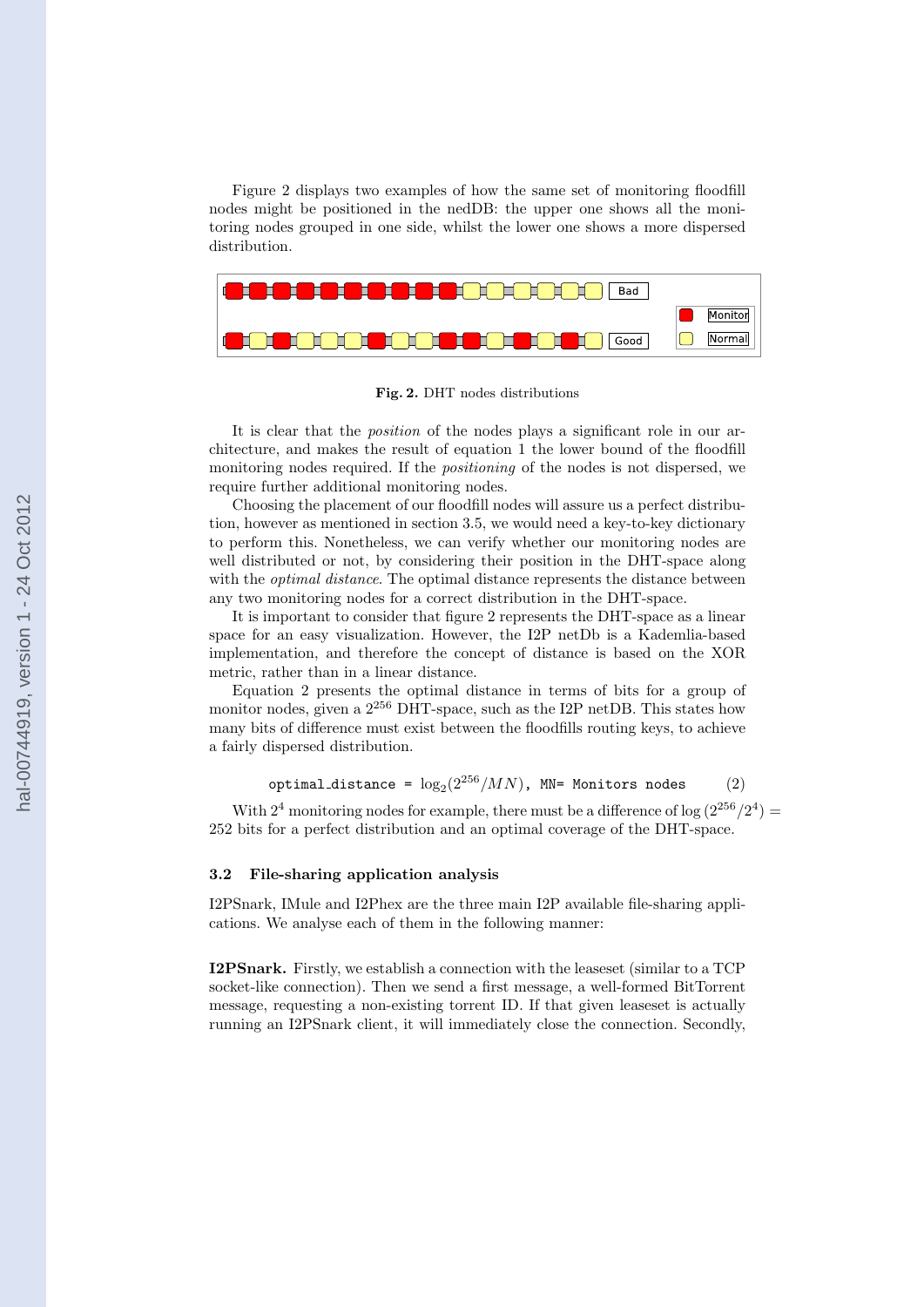Figure 2 displays two examples of how the same set of monitoring floodfill nodes might be positioned in the nedDB: the upper one shows all the monitoring nodes grouped in one side, whilst the lower one shows a more dispersed distribution.

**Fig. 2.** DHT nodes distributions

It is clear that the *position* of the nodes plays a significant role in our architecture, and makes the result of equation 1 the lower bound of the floodfill monitoring nodes required. If the *positioning* of the nodes is not dispersed, we require further additional monitoring nodes.

Choosing the placement of our floodfill nodes will assure us a perfect distribution, however as mentioned in section 3.5, we would need a key-to-key dictionary to perform this. Nonetheless, we can verify whether our monitoring nodes are well distributed or not, by considering their position in the DHT-space along with the *optimal distance*. The optimal distance represents the distance between any two monitoring nodes for a correct distribution in the DHT-space.

It is important to consider that figure 2 represents the DHT-space as a linear space for an easy visualization. However, the I2P netDb is a Kademlia-based implementation, and therefore the concept of distance is based on the XOR metric, rather than in a linear distance.

Equation 2 presents the optimal distance in terms of bits for a group of monitor nodes, given a $2^{256}$ DHT-space, such as the I2P netDB. This states how many bits of difference must exist between the floodfills routing keys, to achieve a fairly dispersed distribution.

$$\texttt{optimal\_distance} = \log_2(2^{256}/MN), \texttt{ MN= Monitors nodes} \quad (2)$$

With $2^4$ monitoring nodes for example, there must be a difference of $\log(2^{256}/2^4) = 252$ bits for a perfect distribution and an optimal coverage of the DHT-space.

### 3.2 File-sharing application analysis

I2PSnark, IMule and I2Phex are the three main I2P available file-sharing applications. We analyse each of them in the following manner:

**I2PSnark.** Firstly, we establish a connection with the leaseset (similar to a TCP socket-like connection). Then we send a first message, a well-formed BitTorrent message, requesting a non-existing torrent ID. If that given leaseset is actually running an I2PSnark client, it will immediately close the connection. Secondly,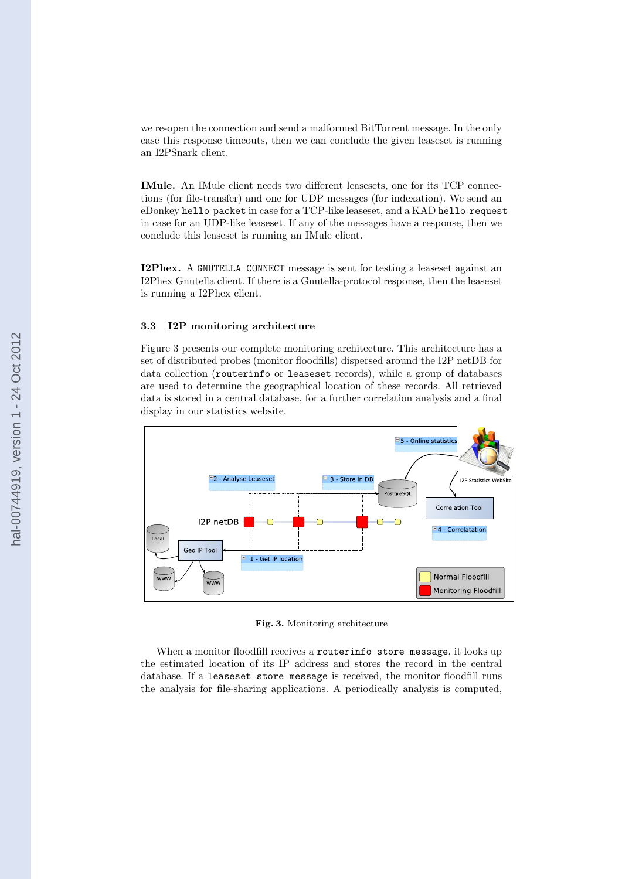we re-open the connection and send a malformed BitTorrent message. In the only case this response timeouts, then we can conclude the given leaseset is running an I2PSnark client.

**IMule.** An IMule client needs two different leasesets, one for its TCP connections (for file-transfer) and one for UDP messages (for indexation). We send an eDonkey `hello_packet` in case for a TCP-like leaseset, and a KAD `hello_request` in case for an UDP-like leaseset. If any of the messages have a response, then we conclude this leaseset is running an IMule client.

**I2Phex.** A `GNUTELLA CONNECT` message is sent for testing a leaseset against an I2Phex Gnutella client. If there is a Gnutella-protocol response, then the leaseset is running a I2Phex client.

### 3.3 I2P monitoring architecture

Figure 3 presents our complete monitoring architecture. This architecture has a set of distributed probes (monitor floodfills) dispersed around the I2P netDB for data collection (`routerinfo` or `leaseset` records), while a group of databases are used to determine the geographical location of these records. All retrieved data is stored in a central database, for a further correlation analysis and a final display in our statistics website.

**Fig. 3.** Monitoring architecture

When a monitor floodfill receives a `routerinfo store message`, it looks up the estimated location of its IP address and stores the record in the central database. If a `leaseset store message` is received, the monitor floodfill runs the analysis for file-sharing applications. A periodically analysis is computed,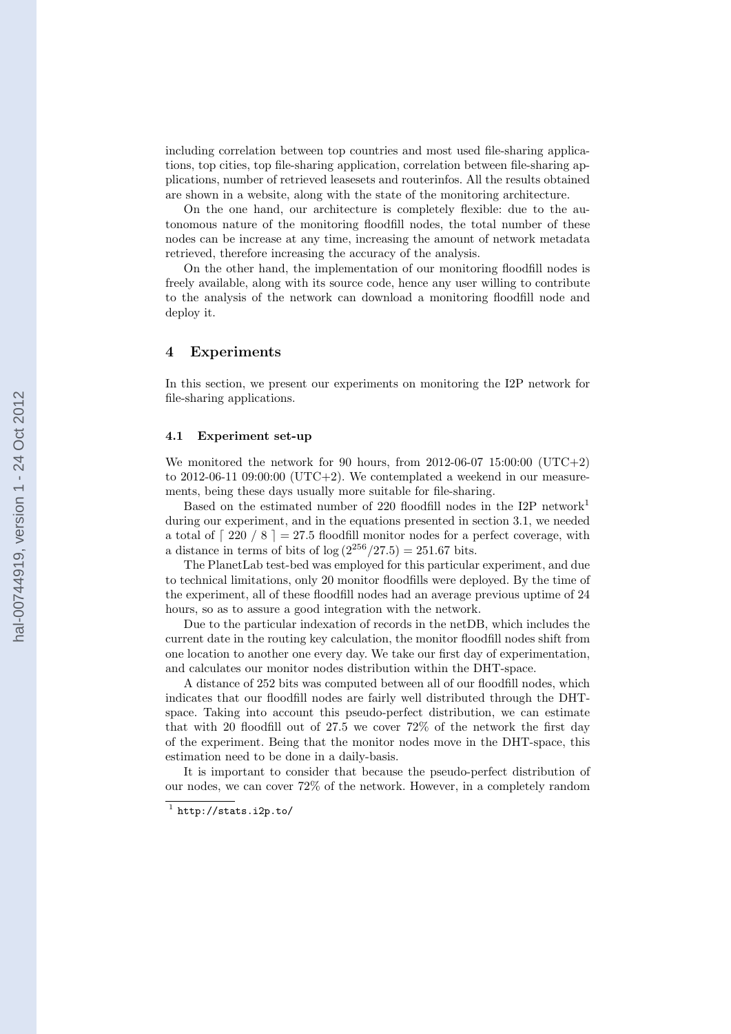including correlation between top countries and most used file-sharing applications, top cities, top file-sharing application, correlation between file-sharing applications, number of retrieved leasesets and routerinfos. All the results obtained are shown in a website, along with the state of the monitoring architecture.

On the one hand, our architecture is completely flexible: due to the autonomous nature of the monitoring floodfill nodes, the total number of these nodes can be increase at any time, increasing the amount of network metadata retrieved, therefore increasing the accuracy of the analysis.

On the other hand, the implementation of our monitoring floodfill nodes is freely available, along with its source code, hence any user willing to contribute to the analysis of the network can download a monitoring floodfill node and deploy it.

## 4 Experiments

In this section, we present our experiments on monitoring the I2P network for file-sharing applications.

### 4.1 Experiment set-up

We monitored the network for 90 hours, from 2012-06-07 15:00:00 (UTC+2) to 2012-06-11 09:00:00 (UTC+2). We contemplated a weekend in our measurements, being these days usually more suitable for file-sharing.

Based on the estimated number of 220 floodfill nodes in the I2P network[1] during our experiment, and in the equations presented in section 3.1, we needed a total of $\lceil 220 \ / \ 8 \ \rceil = 27.5$ floodfill monitor nodes for a perfect coverage, with a distance in terms of bits of $\log{(2^{256}/27.5)} = 251.67$ bits.

The PlanetLab test-bed was employed for this particular experiment, and due to technical limitations, only 20 monitor floodfills were deployed. By the time of the experiment, all of these floodfill nodes had an average previous uptime of 24 hours, so as to assure a good integration with the network.

Due to the particular indexation of records in the netDB, which includes the current date in the routing key calculation, the monitor floodfill nodes shift from one location to another one every day. We take our first day of experimentation, and calculates our monitor nodes distribution within the DHT-space.

A distance of 252 bits was computed between all of our floodfill nodes, which indicates that our floodfill nodes are fairly well distributed through the DHT-space. Taking into account this pseudo-perfect distribution, we can estimate that with 20 floodfill out of 27.5 we cover 72% of the network the first day of the experiment. Being that the monitor nodes move in the DHT-space, this estimation need to be done in a daily-basis.

It is important to consider that because the pseudo-perfect distribution of our nodes, we can cover 72% of the network. However, in a completely random

[1] http://stats.i2p.to/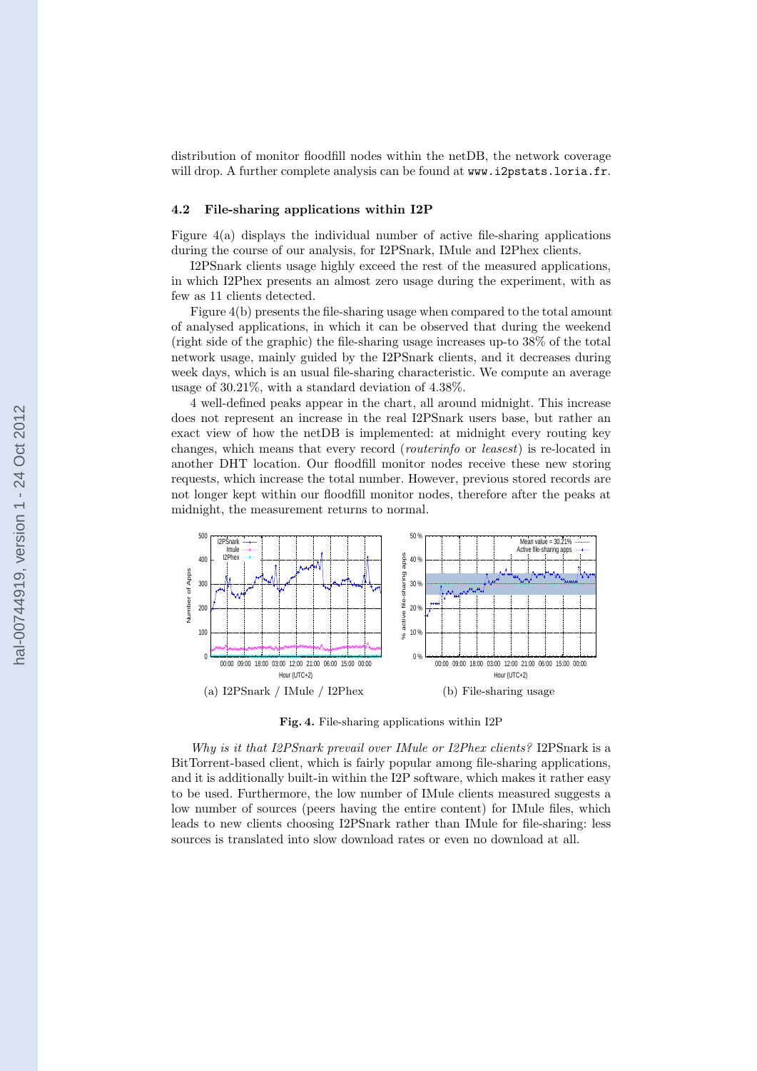distribution of monitor floodfill nodes within the netDB, the network coverage will drop. A further complete analysis can be found at www.i2pstats.loria.fr.

### 4.2 File-sharing applications within I2P

Figure 4(a) displays the individual number of active file-sharing applications during the course of our analysis, for I2PSnark, IMule and I2Phex clients.

I2PSnark clients usage highly exceed the rest of the measured applications, in which I2Phex presents an almost zero usage during the experiment, with as few as 11 clients detected.

Figure 4(b) presents the file-sharing usage when compared to the total amount of analysed applications, in which it can be observed that during the weekend (right side of the graphic) the file-sharing usage increases up-to 38% of the total network usage, mainly guided by the I2PSnark clients, and it decreases during week days, which is an usual file-sharing characteristic. We compute an average usage of 30.21%, with a standard deviation of 4.38%.

4 well-defined peaks appear in the chart, all around midnight. This increase does not represent an increase in the real I2PSnark users base, but rather an exact view of how the netDB is implemented: at midnight every routing key changes, which means that every record (*routerinfo* or *leasest*) is re-located in another DHT location. Our floodfill monitor nodes receive these new storing requests, which increase the total number. However, previous stored records are not longer kept within our floodfill monitor nodes, therefore after the peaks at midnight, the measurement returns to normal.

(a) I2PSnark / IMule / I2Phex

(b) File-sharing usage

**Fig. 4.** File-sharing applications within I2P

*Why is it that I2PSnark prevail over IMule or I2Phex clients?* I2PSnark is a BitTorrent-based client, which is fairly popular among file-sharing applications, and it is additionally built-in within the I2P software, which makes it rather easy to be used. Furthermore, the low number of IMule clients measured suggests a low number of sources (peers having the entire content) for IMule files, which leads to new clients choosing I2PSnark rather than IMule for file-sharing: less sources is translated into slow download rates or even no download at all.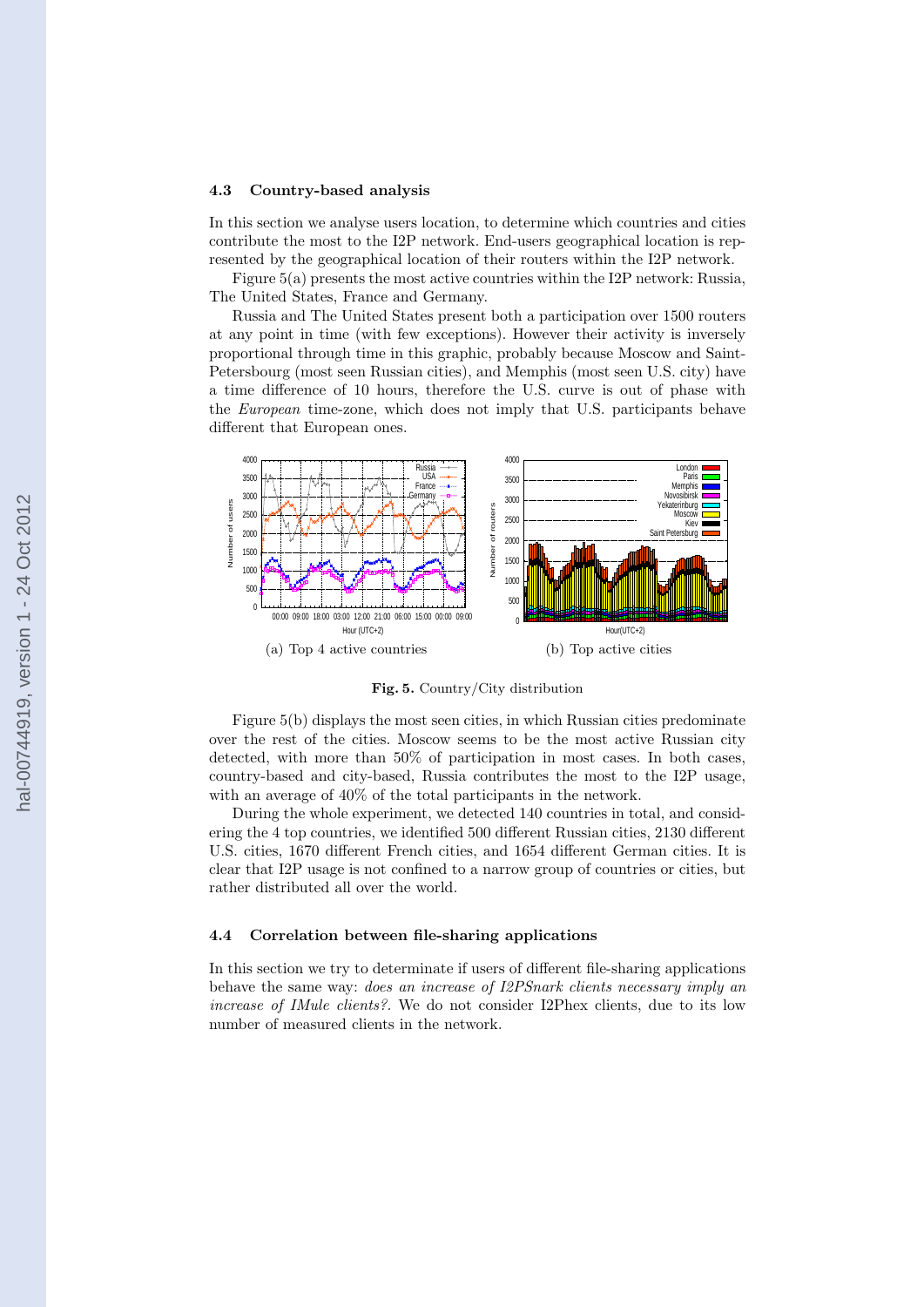### 4.3 Country-based analysis

In this section we analyse users location, to determine which countries and cities contribute the most to the I2P network. End-users geographical location is represented by the geographical location of their routers within the I2P network.

Figure 5(a) presents the most active countries within the I2P network: Russia, The United States, France and Germany.

Russia and The United States present both a participation over 1500 routers at any point in time (with few exceptions). However their activity is inversely proportional through time in this graphic, probably because Moscow and Saint-Petersbourg (most seen Russian cities), and Memphis (most seen U.S. city) have a time difference of 10 hours, therefore the U.S. curve is out of phase with the *European* time-zone, which does not imply that U.S. participants behave different that European ones.

(a) Top 4 active countries

(b) Top active cities

**Fig. 5.** Country/City distribution

Figure 5(b) displays the most seen cities, in which Russian cities predominate over the rest of the cities. Moscow seems to be the most active Russian city detected, with more than 50% of participation in most cases. In both cases, country-based and city-based, Russia contributes the most to the I2P usage, with an average of 40% of the total participants in the network.

During the whole experiment, we detected 140 countries in total, and considering the 4 top countries, we identified 500 different Russian cities, 2130 different U.S. cities, 1670 different French cities, and 1654 different German cities. It is clear that I2P usage is not confined to a narrow group of countries or cities, but rather distributed all over the world.

### 4.4 Correlation between file-sharing applications

In this section we try to determinate if users of different file-sharing applications behave the same way: *does an increase of I2PSnark clients necessary imply an increase of IMule clients?*. We do not consider I2Phex clients, due to its low number of measured clients in the network.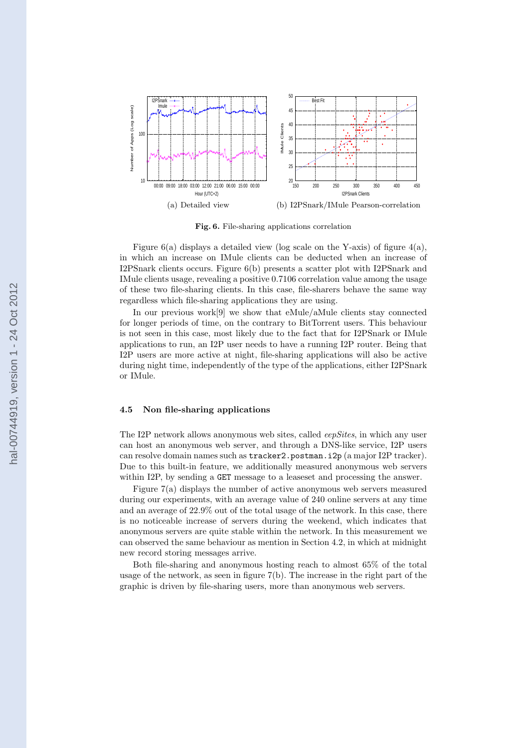(a) Detailed view

(b) I2PSnark/IMule Pearson-correlation

**Fig. 6.** File-sharing applications correlation

Figure 6(a) displays a detailed view (log scale on the Y-axis) of figure 4(a), in which an increase on IMule clients can be deducted when an increase of I2PSnark clients occurs. Figure 6(b) presents a scatter plot with I2PSnark and IMule clients usage, revealing a positive 0.7106 correlation value among the usage of these two file-sharing clients. In this case, file-sharers behave the same way regardless which file-sharing applications they are using.

In our previous work[9] we show that eMule/aMule clients stay connected for longer periods of time, on the contrary to BitTorrent users. This behaviour is not seen in this case, most likely due to the fact that for I2PSnark or IMule applications to run, an I2P user needs to have a running I2P router. Being that I2P users are more active at night, file-sharing applications will also be active during night time, independently of the type of the applications, either I2PSnark or IMule.

### 4.5 Non file-sharing applications

The I2P network allows anonymous web sites, called *eepSites*, in which any user can host an anonymous web server, and through a DNS-like service, I2P users can resolve domain names such as `tracker2.postman.i2p` (a major I2P tracker). Due to this built-in feature, we additionally measured anonymous web servers within I2P, by sending a `GET` message to a leaseset and processing the answer.

Figure 7(a) displays the number of active anonymous web servers measured during our experiments, with an average value of 240 online servers at any time and an average of 22.9% out of the total usage of the network. In this case, there is no noticeable increase of servers during the weekend, which indicates that anonymous servers are quite stable within the network. In this measurement we can observed the same behaviour as mention in Section 4.2, in which at midnight new record storing messages arrive.

Both file-sharing and anonymous hosting reach to almost 65% of the total usage of the network, as seen in figure 7(b). The increase in the right part of the graphic is driven by file-sharing users, more than anonymous web servers.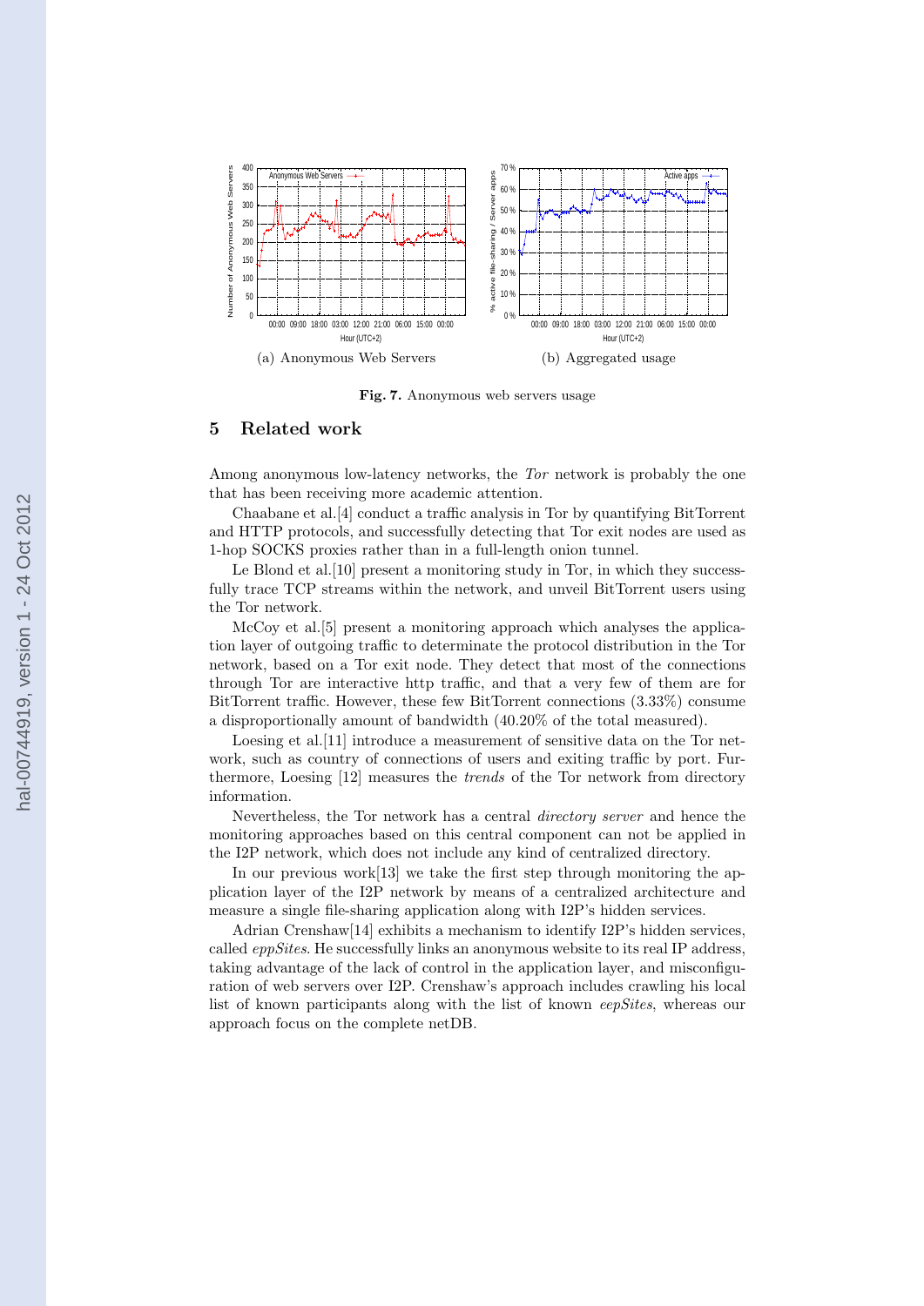(a) Anonymous Web Servers

(b) Aggregated usage

**Fig. 7.** Anonymous web servers usage

## 5 Related work

Among anonymous low-latency networks, the *Tor* network is probably the one that has been receiving more academic attention.

Chaabane et al.[4] conduct a traffic analysis in Tor by quantifying BitTorrent and HTTP protocols, and successfully detecting that Tor exit nodes are used as 1-hop SOCKS proxies rather than in a full-length onion tunnel.

Le Blond et al.[10] present a monitoring study in Tor, in which they successfully trace TCP streams within the network, and unveil BitTorrent users using the Tor network.

McCoy et al.[5] present a monitoring approach which analyses the application layer of outgoing traffic to determinate the protocol distribution in the Tor network, based on a Tor exit node. They detect that most of the connections through Tor are interactive http traffic, and that a very few of them are for BitTorrent traffic. However, these few BitTorrent connections (3.33%) consume a disproportionally amount of bandwidth (40.20% of the total measured).

Loesing et al.[11] introduce a measurement of sensitive data on the Tor network, such as country of connections of users and exiting traffic by port. Furthermore, Loesing [12] measures the *trends* of the Tor network from directory information.

Nevertheless, the Tor network has a central *directory server* and hence the monitoring approaches based on this central component can not be applied in the I2P network, which does not include any kind of centralized directory.

In our previous work[13] we take the first step through monitoring the application layer of the I2P network by means of a centralized architecture and measure a single file-sharing application along with I2P's hidden services.

Adrian Crenshaw[14] exhibits a mechanism to identify I2P's hidden services, called *eppSites*. He successfully links an anonymous website to its real IP address, taking advantage of the lack of control in the application layer, and misconfiguration of web servers over I2P. Crenshaw's approach includes crawling his local list of known participants along with the list of known *eepSites*, whereas our approach focus on the complete netDB.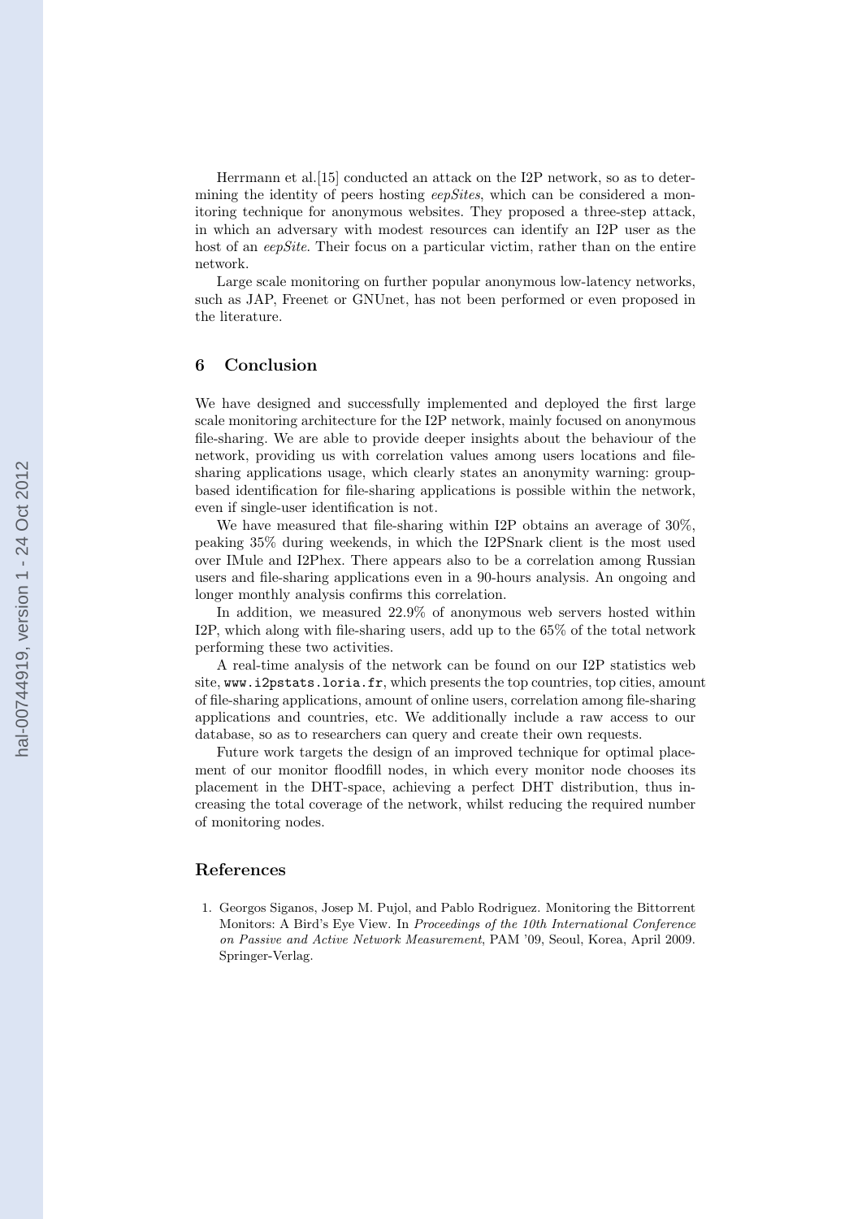Herrmann et al.[15] conducted an attack on the I2P network, so as to determining the identity of peers hosting *eepSites*, which can be considered a monitoring technique for anonymous websites. They proposed a three-step attack, in which an adversary with modest resources can identify an I2P user as the host of an *eepSite*. Their focus on a particular victim, rather than on the entire network.

Large scale monitoring on further popular anonymous low-latency networks, such as JAP, Freenet or GNUnet, has not been performed or even proposed in the literature.

## 6 Conclusion

We have designed and successfully implemented and deployed the first large scale monitoring architecture for the I2P network, mainly focused on anonymous file-sharing. We are able to provide deeper insights about the behaviour of the network, providing us with correlation values among users locations and file-sharing applications usage, which clearly states an anonymity warning: group-based identification for file-sharing applications is possible within the network, even if single-user identification is not.

We have measured that file-sharing within I2P obtains an average of 30%, peaking 35% during weekends, in which the I2PSnark client is the most used over IMule and I2Phex. There appears also to be a correlation among Russian users and file-sharing applications even in a 90-hours analysis. An ongoing and longer monthly analysis confirms this correlation.

In addition, we measured 22.9% of anonymous web servers hosted within I2P, which along with file-sharing users, add up to the 65% of the total network performing these two activities.

A real-time analysis of the network can be found on our I2P statistics web site, `www.i2pstats.loria.fr`, which presents the top countries, top cities, amount of file-sharing applications, amount of online users, correlation among file-sharing applications and countries, etc. We additionally include a raw access to our database, so as to researchers can query and create their own requests.

Future work targets the design of an improved technique for optimal placement of our monitor floodfill nodes, in which every monitor node chooses its placement in the DHT-space, achieving a perfect DHT distribution, thus increasing the total coverage of the network, whilst reducing the required number of monitoring nodes.

## References

1. Georgos Siganos, Josep M. Pujol, and Pablo Rodriguez. Monitoring the Bittorrent Monitors: A Bird's Eye View. In *Proceedings of the 10th International Conference on Passive and Active Network Measurement*, PAM '09, Seoul, Korea, April 2009. Springer-Verlag.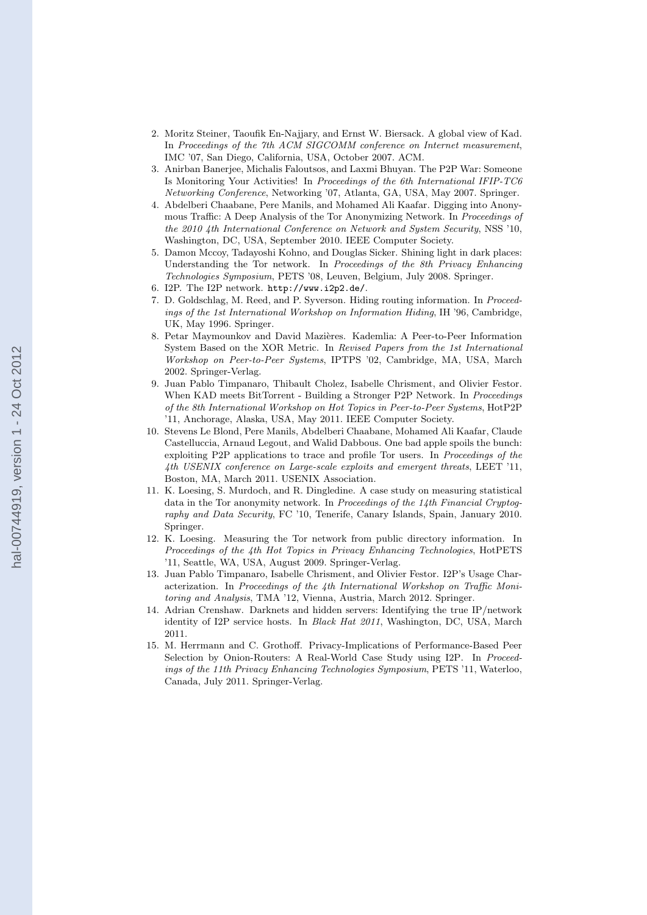2. Moritz Steiner, Taoufik En-Najjary, and Ernst W. Biersack. A global view of Kad. In *Proceedings of the 7th ACM SIGCOMM conference on Internet measurement*, IMC '07, San Diego, California, USA, October 2007. ACM.
3. Anirban Banerjee, Michalis Faloutsos, and Laxmi Bhuyan. The P2P War: Someone Is Monitoring Your Activities! In *Proceedings of the 6th International IFIP-TC6 Networking Conference*, Networking '07, Atlanta, GA, USA, May 2007. Springer.
4. Abdelberi Chaabane, Pere Manils, and Mohamed Ali Kaafar. Digging into Anonymous Traffic: A Deep Analysis of the Tor Anonymizing Network. In *Proceedings of the 2010 4th International Conference on Network and System Security*, NSS '10, Washington, DC, USA, September 2010. IEEE Computer Society.
5. Damon Mccoy, Tadayoshi Kohno, and Douglas Sicker. Shining light in dark places: Understanding the Tor network. In *Proceedings of the 8th Privacy Enhancing Technologies Symposium*, PETS '08, Leuven, Belgium, July 2008. Springer.
6. I2P. The I2P network. `http://www.i2p2.de/`.
7. D. Goldschlag, M. Reed, and P. Syverson. Hiding routing information. In *Proceedings of the 1st International Workshop on Information Hiding*, IH '96, Cambridge, UK, May 1996. Springer.
8. Petar Maymounkov and David Mazières. Kademlia: A Peer-to-Peer Information System Based on the XOR Metric. In *Revised Papers from the 1st International Workshop on Peer-to-Peer Systems*, IPTPS '02, Cambridge, MA, USA, March 2002. Springer-Verlag.
9. Juan Pablo Timpanaro, Thibault Cholez, Isabelle Chrisment, and Olivier Festor. When KAD meets BitTorrent - Building a Stronger P2P Network. In *Proceedings of the 8th International Workshop on Hot Topics in Peer-to-Peer Systems*, HotP2P '11, Anchorage, Alaska, USA, May 2011. IEEE Computer Society.
10. Stevens Le Blond, Pere Manils, Abdelberi Chaabane, Mohamed Ali Kaafar, Claude Castelluccia, Arnaud Legout, and Walid Dabbous. One bad apple spoils the bunch: exploiting P2P applications to trace and profile Tor users. In *Proceedings of the 4th USENIX conference on Large-scale exploits and emergent threats*, LEET '11, Boston, MA, March 2011. USENIX Association.
11. K. Loesing, S. Murdoch, and R. Dingledine. A case study on measuring statistical data in the Tor anonymity network. In *Proceedings of the 14th Financial Cryptography and Data Security*, FC '10, Tenerife, Canary Islands, Spain, January 2010. Springer.
12. K. Loesing. Measuring the Tor network from public directory information. In *Proceedings of the 4th Hot Topics in Privacy Enhancing Technologies*, HotPETS '11, Seattle, WA, USA, August 2009. Springer-Verlag.
13. Juan Pablo Timpanaro, Isabelle Chrisment, and Olivier Festor. I2P's Usage Characterization. In *Proceedings of the 4th International Workshop on Traffic Monitoring and Analysis*, TMA '12, Vienna, Austria, March 2012. Springer.
14. Adrian Crenshaw. Darknets and hidden servers: Identifying the true IP/network identity of I2P service hosts. In *Black Hat 2011*, Washington, DC, USA, March 2011.
15. M. Herrmann and C. Grothoff. Privacy-Implications of Performance-Based Peer Selection by Onion-Routers: A Real-World Case Study using I2P. In *Proceedings of the 11th Privacy Enhancing Technologies Symposium*, PETS '11, Waterloo, Canada, July 2011. Springer-Verlag.